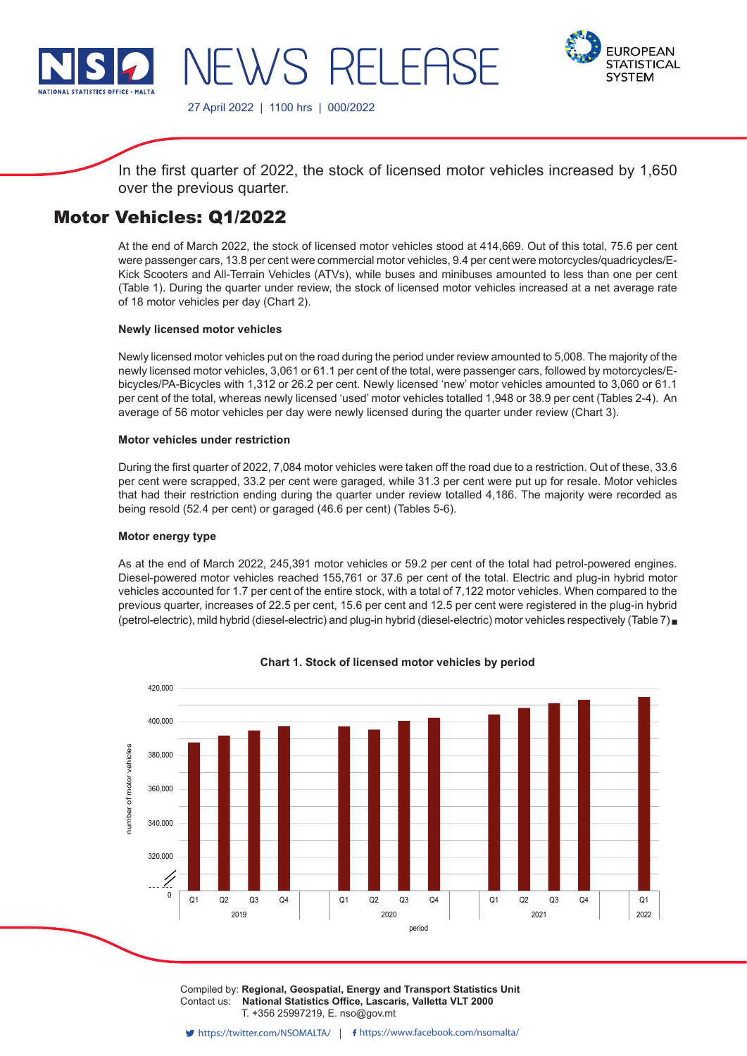NEWS RELEASE

27 April 2022 | 1100 hrs | 000/2022

In the first quarter of 2022, the stock of licensed motor vehicles increased by 1,650 over the previous quarter.

# Motor Vehicles: Q1/2022

At the end of March 2022, the stock of licensed motor vehicles stood at 414,669. Out of this total, 75.6 per cent were passenger cars, 13.8 per cent were commercial motor vehicles, 9.4 per cent were motorcycles/quadricycles/E-Kick Scooters and All-Terrain Vehicles (ATVs), while buses and minibuses amounted to less than one per cent (Table 1). During the quarter under review, the stock of licensed motor vehicles increased at a net average rate of 18 motor vehicles per day (Chart 2).

### Newly licensed motor vehicles

Newly licensed motor vehicles put on the road during the period under review amounted to 5,008. The majority of the newly licensed motor vehicles, 3,061 or 61.1 per cent of the total, were passenger cars, followed by motorcycles/E-bicycles/PA-Bicycles with 1,312 or 26.2 per cent. Newly licensed 'new' motor vehicles amounted to 3,060 or 61.1 per cent of the total, whereas newly licensed 'used' motor vehicles totalled 1,948 or 38.9 per cent (Tables 2-4). An average of 56 motor vehicles per day were newly licensed during the quarter under review (Chart 3).

### Motor vehicles under restriction

During the first quarter of 2022, 7,084 motor vehicles were taken off the road due to a restriction. Out of these, 33.6 per cent were scrapped, 33.2 per cent were garaged, while 31.3 per cent were put up for resale. Motor vehicles that had their restriction ending during the quarter under review totalled 4,186. The majority were recorded as being resold (52.4 per cent) or garaged (46.6 per cent) (Tables 5-6).

### Motor energy type

As at the end of March 2022, 245,391 motor vehicles or 59.2 per cent of the total had petrol-powered engines. Diesel-powered motor vehicles reached 155,761 or 37.6 per cent of the total. Electric and plug-in hybrid motor vehicles accounted for 1.7 per cent of the entire stock, with a total of 7,122 motor vehicles. When compared to the previous quarter, increases of 22.5 per cent, 15.6 per cent and 12.5 per cent were registered in the plug-in hybrid (petrol-electric), mild hybrid (diesel-electric) and plug-in hybrid (diesel-electric) motor vehicles respectively (Table 7) ■

**Chart 1. Stock of licensed motor vehicles by period**

Compiled by: **Regional, Geospatial, Energy and Transport Statistics Unit**
Contact us: **National Statistics Office, Lascaris, Valletta VLT 2000**
T. +356 25997219, E. nso@gov.mt

https://twitter.com/NSOMALTA/ | https://www.facebook.com/nsomalta/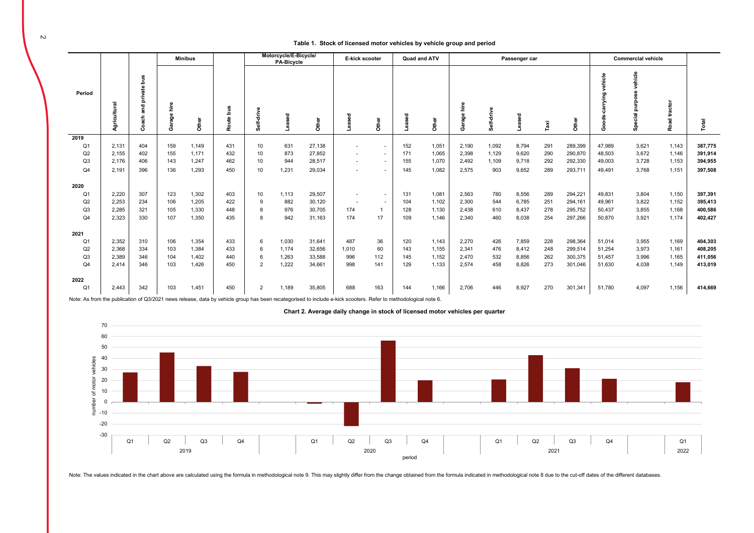**Table 1. Stock of licensed motor vehicles by vehicle group and period**

| Period | Agricultural | Coach and private bus | Minibus | | Route bus | Motorcycle/E-Bicycle/ PA-Bicycle | | | E-kick scooter | | Quad and ATV | | Passenger car | | | | | Commercial vehicle | | | Total |
|---|---|---|---|---|---|---|---|---|---|---|---|---|---|---|---|---|---|---|---|---|---|
| | | | Garage hire | Other | | Self-drive | Leased | Other | Leased | Other | Leased | Other | Garage hire | Self-drive | Leased | Taxi | Other | Goods-carrying vehicle | Special purpose vehicle | Road tractor | |
| **2019** | | | | | | | | | | | | | | | | | | | | | |
| Q1 | 2,131 | 404 | 159 | 1,149 | 431 | 10 | 631 | 27,138 | - | - | 152 | 1,051 | 2,190 | 1,092 | 8,794 | 291 | 289,399 | 47,989 | 3,621 | 1,143 | **387,775** |
| Q2 | 2,155 | 402 | 155 | 1,171 | 432 | 10 | 873 | 27,852 | - | - | 171 | 1,065 | 2,398 | 1,129 | 9,620 | 290 | 290,870 | 48,503 | 3,672 | 1,146 | **391,914** |
| Q3 | 2,176 | 406 | 143 | 1,247 | 462 | 10 | 944 | 28,517 | - | - | 155 | 1,070 | 2,492 | 1,109 | 9,718 | 292 | 292,330 | 49,003 | 3,728 | 1,153 | **394,955** |
| Q4 | 2,191 | 396 | 136 | 1,293 | 450 | 10 | 1,231 | 29,034 | - | - | 145 | 1,082 | 2,575 | 903 | 9,652 | 289 | 293,711 | 49,491 | 3,768 | 1,151 | **397,508** |
| **2020** | | | | | | | | | | | | | | | | | | | | | |
| Q1 | 2,220 | 307 | 123 | 1,302 | 403 | 10 | 1,113 | 29,507 | - | - | 131 | 1,081 | 2,563 | 780 | 8,556 | 289 | 294,221 | 49,831 | 3,804 | 1,150 | **397,391** |
| Q2 | 2,253 | 234 | 106 | 1,205 | 422 | 9 | 882 | 30,120 | - | - | 104 | 1,102 | 2,300 | 544 | 6,785 | 251 | 294,161 | 49,961 | 3,822 | 1,152 | **395,413** |
| Q3 | 2,285 | 321 | 105 | 1,330 | 448 | 8 | 976 | 30,705 | 174 | 1 | 128 | 1,130 | 2,438 | 610 | 8,437 | 278 | 295,752 | 50,437 | 3,855 | 1,168 | **400,586** |
| Q4 | 2,323 | 330 | 107 | 1,350 | 435 | 8 | 942 | 31,163 | 174 | 17 | 109 | 1,146 | 2,340 | 460 | 8,038 | 254 | 297,266 | 50,870 | 3,921 | 1,174 | **402,427** |
| **2021** | | | | | | | | | | | | | | | | | | | | | |
| Q1 | 2,352 | 310 | 106 | 1,354 | 433 | 6 | 1,030 | 31,641 | 487 | 36 | 120 | 1,143 | 2,270 | 426 | 7,859 | 228 | 298,364 | 51,014 | 3,955 | 1,169 | **404,303** |
| Q2 | 2,368 | 334 | 103 | 1,384 | 433 | 6 | 1,174 | 32,656 | 1,010 | 60 | 143 | 1,155 | 2,341 | 476 | 8,412 | 248 | 299,514 | 51,254 | 3,973 | 1,161 | **408,205** |
| Q3 | 2,389 | 346 | 104 | 1,402 | 440 | 6 | 1,263 | 33,588 | 996 | 112 | 145 | 1,152 | 2,470 | 532 | 8,856 | 262 | 300,375 | 51,457 | 3,996 | 1,165 | **411,056** |
| Q4 | 2,414 | 346 | 103 | 1,426 | 450 | 2 | 1,222 | 34,661 | 998 | 141 | 129 | 1,133 | 2,574 | 458 | 8,826 | 273 | 301,046 | 51,630 | 4,038 | 1,149 | **413,019** |
| **2022** | | | | | | | | | | | | | | | | | | | | | |
| Q1 | 2,443 | 342 | 103 | 1,451 | 450 | 2 | 1,189 | 35,805 | 688 | 163 | 144 | 1,166 | 2,706 | 446 | 8,927 | 270 | 301,341 | 51,780 | 4,097 | 1,156 | **414,669** |

Note: As from the publication of Q3/2021 news release, data by vehicle group has been recategorised to include e-kick scooters. Refer to methodological note 6.

**Chart 2. Average daily change in stock of licensed motor vehicles per quarter**

Note: The values indicated in the chart above are calculated using the formula in methodological note 9. This may slightly differ from the change obtained from the formula indicated in methodological note 8 due to the cut-off dates of the different databases.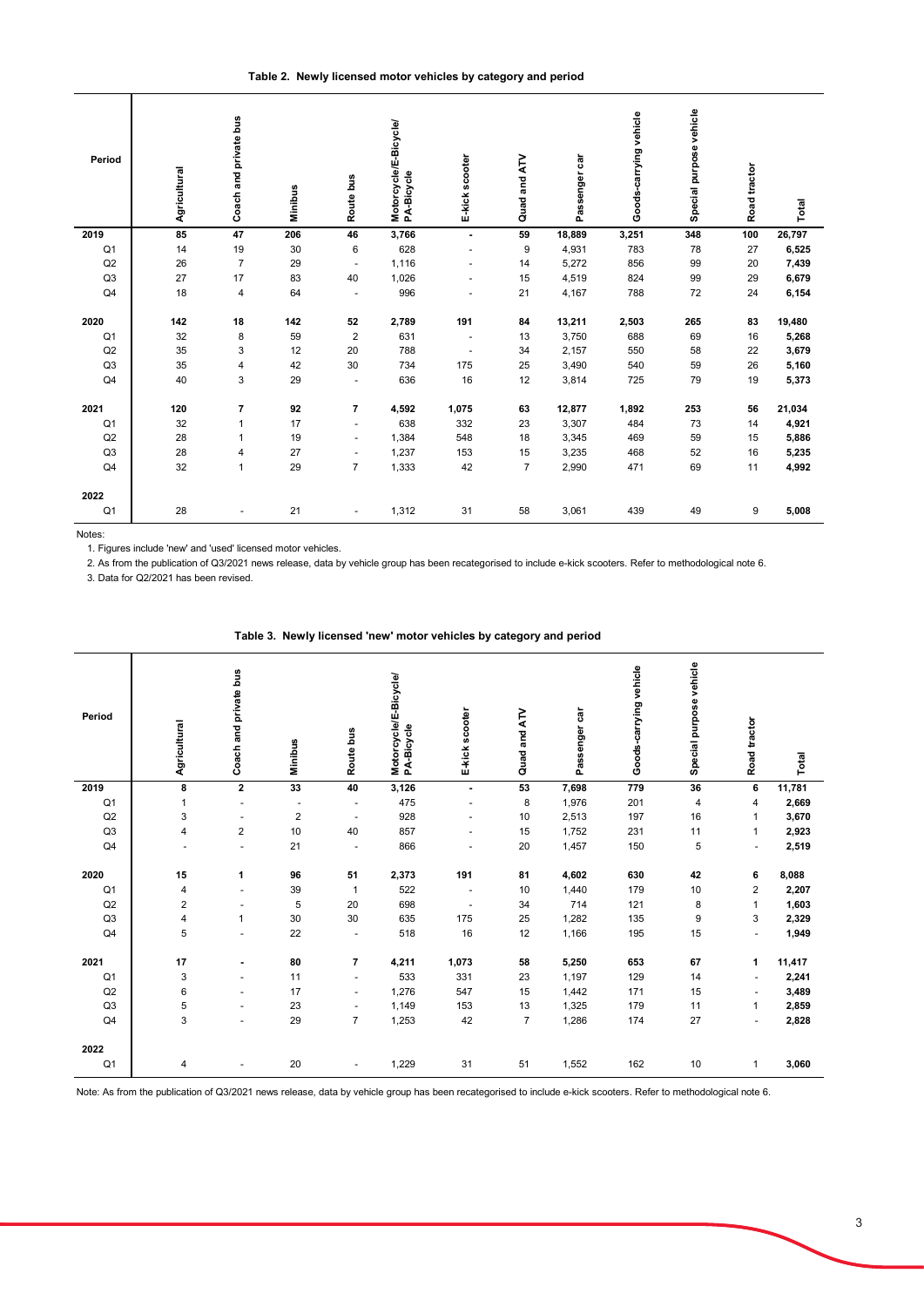**Table 2. Newly licensed motor vehicles by category and period**

| Period | Agricultural | Coach and private bus | Minibus | Route bus | Motorcycle/E-Bicycle/ PA-Bicycle | E-kick scooter | Quad and ATV | Passenger car | Goods-carrying vehicle | Special purpose vehicle | Road tractor | Total |
|---|---|---|---|---|---|---|---|---|---|---|---|---|
| **2019** | **85** | **47** | **206** | **46** | **3,766** | **-** | **59** | **18,889** | **3,251** | **348** | **100** | **26,797** |
| Q1 | 14 | 19 | 30 | 6 | 628 | - | 9 | 4,931 | 783 | 78 | 27 | **6,525** |
| Q2 | 26 | 7 | 29 | - | 1,116 | - | 14 | 5,272 | 856 | 99 | 20 | **7,439** |
| Q3 | 27 | 17 | 83 | 40 | 1,026 | - | 15 | 4,519 | 824 | 99 | 29 | **6,679** |
| Q4 | 18 | 4 | 64 | - | 996 | - | 21 | 4,167 | 788 | 72 | 24 | **6,154** |
| **2020** | **142** | **18** | **142** | **52** | **2,789** | **191** | **84** | **13,211** | **2,503** | **265** | **83** | **19,480** |
| Q1 | 32 | 8 | 59 | 2 | 631 | - | 13 | 3,750 | 688 | 69 | 16 | **5,268** |
| Q2 | 35 | 3 | 12 | 20 | 788 | - | 34 | 2,157 | 550 | 58 | 22 | **3,679** |
| Q3 | 35 | 4 | 42 | 30 | 734 | 175 | 25 | 3,490 | 540 | 59 | 26 | **5,160** |
| Q4 | 40 | 3 | 29 | - | 636 | 16 | 12 | 3,814 | 725 | 79 | 19 | **5,373** |
| **2021** | **120** | **7** | **92** | **7** | **4,592** | **1,075** | **63** | **12,877** | **1,892** | **253** | **56** | **21,034** |
| Q1 | 32 | 1 | 17 | - | 638 | 332 | 23 | 3,307 | 484 | 73 | 14 | **4,921** |
| Q2 | 28 | 1 | 19 | - | 1,384 | 548 | 18 | 3,345 | 469 | 59 | 15 | **5,886** |
| Q3 | 28 | 4 | 27 | - | 1,237 | 153 | 15 | 3,235 | 468 | 52 | 16 | **5,235** |
| Q4 | 32 | 1 | 29 | 7 | 1,333 | 42 | 7 | 2,990 | 471 | 69 | 11 | **4,992** |
| **2022** | | | | | | | | | | | | |
| Q1 | 28 | - | 21 | - | 1,312 | 31 | 58 | 3,061 | 439 | 49 | 9 | **5,008** |

Notes:

1. Figures include 'new' and 'used' licensed motor vehicles.
2. As from the publication of Q3/2021 news release, data by vehicle group has been recategorised to include e-kick scooters. Refer to methodological note 6.
3. Data for Q2/2021 has been revised.

**Table 3. Newly licensed 'new' motor vehicles by category and period**

| Period | Agricultural | Coach and private bus | Minibus | Route bus | Motorcycle/E-Bicycle/ PA-Bicycle | E-kick scooter | Quad and ATV | Passenger car | Goods-carrying vehicle | Special purpose vehicle | Road tractor | Total |
|---|---|---|---|---|---|---|---|---|---|---|---|---|
| **2019** | **8** | **2** | **33** | **40** | **3,126** | **-** | **53** | **7,698** | **779** | **36** | **6** | **11,781** |
| Q1 | 1 | - | - | - | 475 | - | 8 | 1,976 | 201 | 4 | 4 | **2,669** |
| Q2 | 3 | - | 2 | - | 928 | - | 10 | 2,513 | 197 | 16 | 1 | **3,670** |
| Q3 | 4 | 2 | 10 | 40 | 857 | - | 15 | 1,752 | 231 | 11 | 1 | **2,923** |
| Q4 | - | - | 21 | - | 866 | - | 20 | 1,457 | 150 | 5 | - | **2,519** |
| **2020** | **15** | **1** | **96** | **51** | **2,373** | **191** | **81** | **4,602** | **630** | **42** | **6** | **8,088** |
| Q1 | 4 | - | 39 | 1 | 522 | - | 10 | 1,440 | 179 | 10 | 2 | **2,207** |
| Q2 | 2 | - | 5 | 20 | 698 | - | 34 | 714 | 121 | 8 | 1 | **1,603** |
| Q3 | 4 | 1 | 30 | 30 | 635 | 175 | 25 | 1,282 | 135 | 9 | 3 | **2,329** |
| Q4 | 5 | - | 22 | - | 518 | 16 | 12 | 1,166 | 195 | 15 | - | **1,949** |
| **2021** | **17** | **-** | **80** | **7** | **4,211** | **1,073** | **58** | **5,250** | **653** | **67** | **1** | **11,417** |
| Q1 | 3 | - | 11 | - | 533 | 331 | 23 | 1,197 | 129 | 14 | - | **2,241** |
| Q2 | 6 | - | 17 | - | 1,276 | 547 | 15 | 1,442 | 171 | 15 | - | **3,489** |
| Q3 | 5 | - | 23 | - | 1,149 | 153 | 13 | 1,325 | 179 | 11 | 1 | **2,859** |
| Q4 | 3 | - | 29 | 7 | 1,253 | 42 | 7 | 1,286 | 174 | 27 | - | **2,828** |
| **2022** | | | | | | | | | | | | |
| Q1 | 4 | - | 20 | - | 1,229 | 31 | 51 | 1,552 | 162 | 10 | 1 | **3,060** |

Note: As from the publication of Q3/2021 news release, data by vehicle group has been recategorised to include e-kick scooters. Refer to methodological note 6.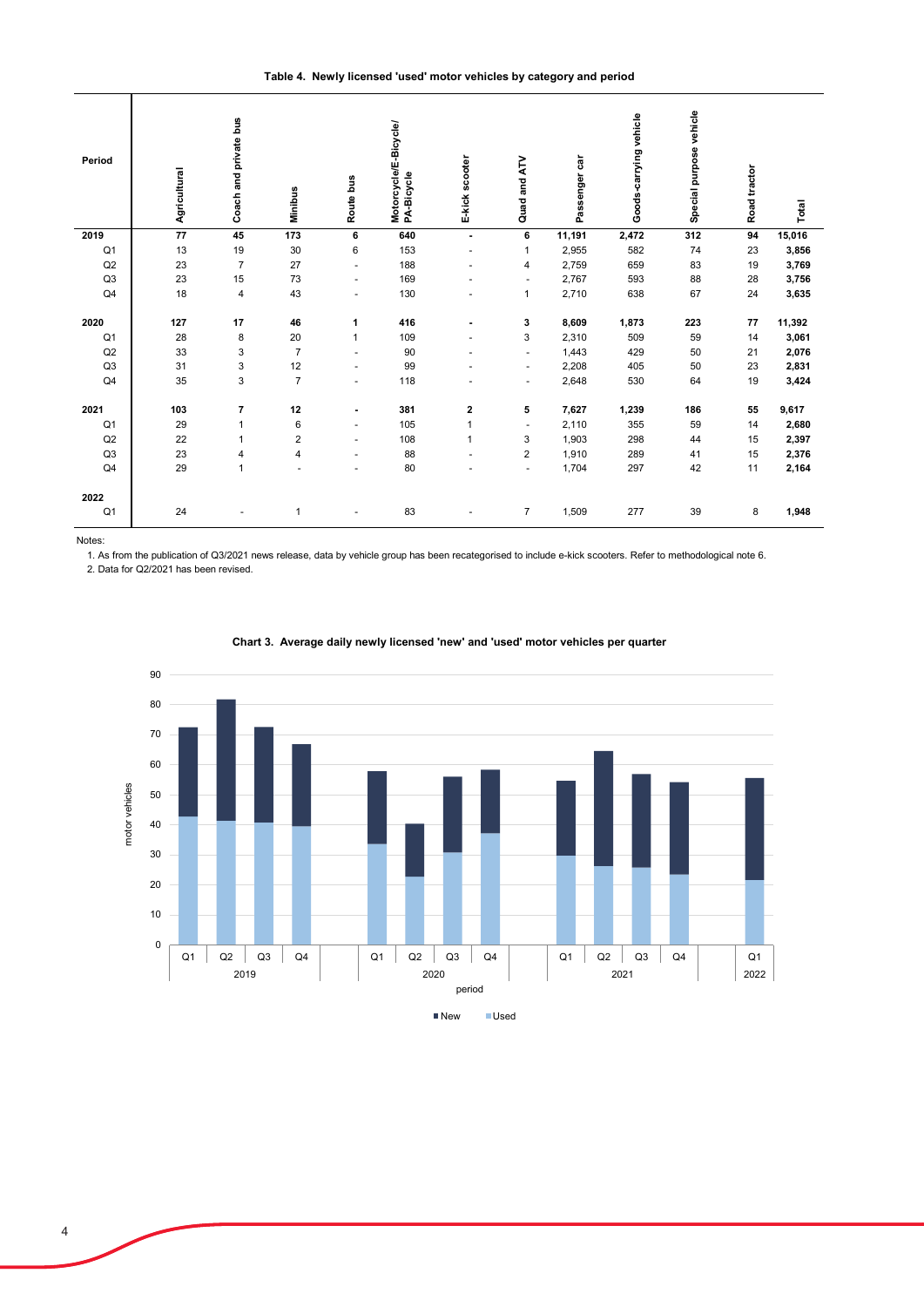**Table 4. Newly licensed 'used' motor vehicles by category and period**

| Period | Agricultural | Coach and private bus | Minibus | Route bus | Motorcycle/E-Bicycle/ PA-Bicycle | E-kick scooter | Quad and ATV | Passenger car | Goods-carrying vehicle | Special purpose vehicle | Road tractor | Total |
|---|---|---|---|---|---|---|---|---|---|---|---|---|
| **2019** | **77** | **45** | **173** | **6** | **640** | **-** | **6** | **11,191** | **2,472** | **312** | **94** | **15,016** |
| Q1 | 13 | 19 | 30 | 6 | 153 | - | 1 | 2,955 | 582 | 74 | 23 | **3,856** |
| Q2 | 23 | 7 | 27 | - | 188 | - | 4 | 2,759 | 659 | 83 | 19 | **3,769** |
| Q3 | 23 | 15 | 73 | - | 169 | - | - | 2,767 | 593 | 88 | 28 | **3,756** |
| Q4 | 18 | 4 | 43 | - | 130 | - | 1 | 2,710 | 638 | 67 | 24 | **3,635** |
| **2020** | **127** | **17** | **46** | **1** | **416** | **-** | **3** | **8,609** | **1,873** | **223** | **77** | **11,392** |
| Q1 | 28 | 8 | 20 | 1 | 109 | - | 3 | 2,310 | 509 | 59 | 14 | **3,061** |
| Q2 | 33 | 3 | 7 | - | 90 | - | - | 1,443 | 429 | 50 | 21 | **2,076** |
| Q3 | 31 | 3 | 12 | - | 99 | - | - | 2,208 | 405 | 50 | 23 | **2,831** |
| Q4 | 35 | 3 | 7 | - | 118 | - | - | 2,648 | 530 | 64 | 19 | **3,424** |
| **2021** | **103** | **7** | **12** | **-** | **381** | **2** | **5** | **7,627** | **1,239** | **186** | **55** | **9,617** |
| Q1 | 29 | 1 | 6 | - | 105 | 1 | - | 2,110 | 355 | 59 | 14 | **2,680** |
| Q2 | 22 | 1 | 2 | - | 108 | 1 | 3 | 1,903 | 298 | 44 | 15 | **2,397** |
| Q3 | 23 | 4 | 4 | - | 88 | - | 2 | 1,910 | 289 | 41 | 15 | **2,376** |
| Q4 | 29 | 1 | - | - | 80 | - | - | 1,704 | 297 | 42 | 11 | **2,164** |
| **2022** | | | | | | | | | | | | |
| Q1 | 24 | - | 1 | - | 83 | - | 7 | 1,509 | 277 | 39 | 8 | **1,948** |

Notes:

1. As from the publication of Q3/2021 news release, data by vehicle group has been recategorised to include e-kick scooters. Refer to methodological note 6.
2. Data for Q2/2021 has been revised.

**Chart 3. Average daily newly licensed 'new' and 'used' motor vehicles per quarter**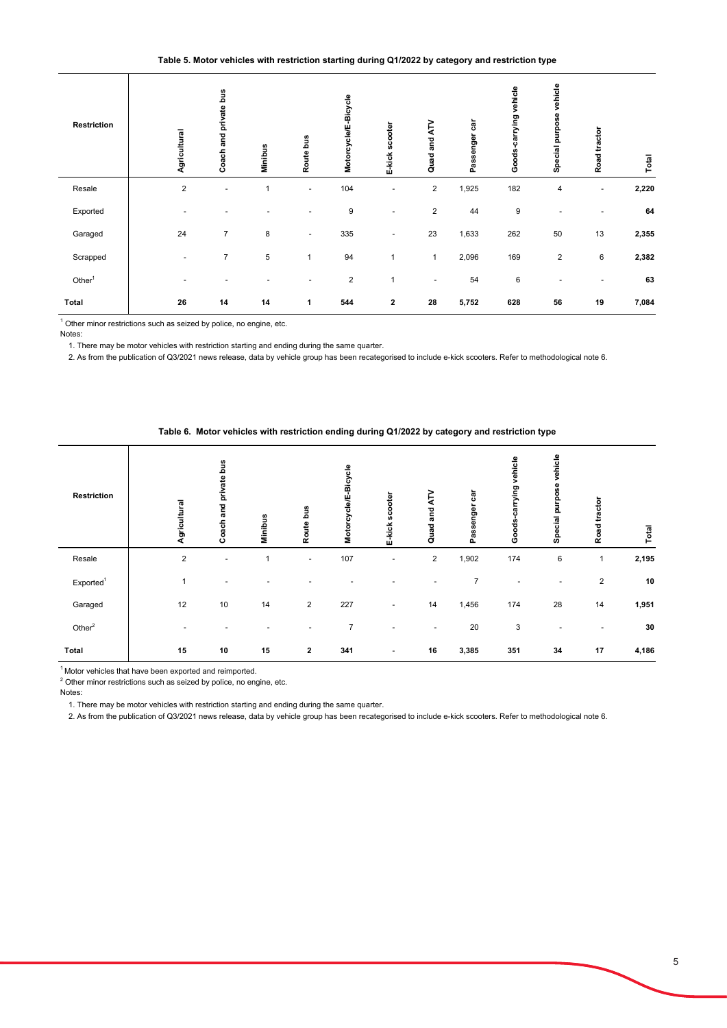**Table 5. Motor vehicles with restriction starting during Q1/2022 by category and restriction type**

| Restriction | Agricultural | Coach and private bus | Minibus | Route bus | Motorcycle/E-Bicycle | E-kick scooter | Quad and ATV | Passenger car | Goods-carrying vehicle | Special purpose vehicle | Road tractor | Total |
|---|---|---|---|---|---|---|---|---|---|---|---|---|
| Resale | 2 | - | 1 | - | 104 | - | 2 | 1,925 | 182 | 4 | - | **2,220** |
| Exported | - | - | - | - | 9 | - | 2 | 44 | 9 | - | - | **64** |
| Garaged | 24 | 7 | 8 | - | 335 | - | 23 | 1,633 | 262 | 50 | 13 | **2,355** |
| Scrapped | - | 7 | 5 | 1 | 94 | 1 | 1 | 2,096 | 169 | 2 | 6 | **2,382** |
| Other[1] | - | - | - | - | 2 | 1 | - | 54 | 6 | - | - | **63** |
| **Total** | **26** | **14** | **14** | **1** | **544** | **2** | **28** | **5,752** | **628** | **56** | **19** | **7,084** |

[1] Other minor restrictions such as seized by police, no engine, etc.

Notes:

1. There may be motor vehicles with restriction starting and ending during the same quarter.
2. As from the publication of Q3/2021 news release, data by vehicle group has been recategorised to include e-kick scooters. Refer to methodological note 6.

**Table 6. Motor vehicles with restriction ending during Q1/2022 by category and restriction type**

| Restriction | Agricultural | Coach and private bus | Minibus | Route bus | Motorcycle/E-Bicycle | E-kick scooter | Quad and ATV | Passenger car | Goods-carrying vehicle | Special purpose vehicle | Road tractor | Total |
|---|---|---|---|---|---|---|---|---|---|---|---|---|
| Resale | 2 | - | 1 | - | 107 | - | 2 | 1,902 | 174 | 6 | 1 | **2,195** |
| Exported[1] | 1 | - | - | - | - | - | - | 7 | - | - | 2 | **10** |
| Garaged | 12 | 10 | 14 | 2 | 227 | - | 14 | 1,456 | 174 | 28 | 14 | **1,951** |
| Other[2] | - | - | - | - | 7 | - | - | 20 | 3 | - | - | **30** |
| **Total** | **15** | **10** | **15** | **2** | **341** | **-** | **16** | **3,385** | **351** | **34** | **17** | **4,186** |

[1] Motor vehicles that have been exported and reimported.

[2] Other minor restrictions such as seized by police, no engine, etc.

Notes:

1. There may be motor vehicles with restriction starting and ending during the same quarter.
2. As from the publication of Q3/2021 news release, data by vehicle group has been recategorised to include e-kick scooters. Refer to methodological note 6.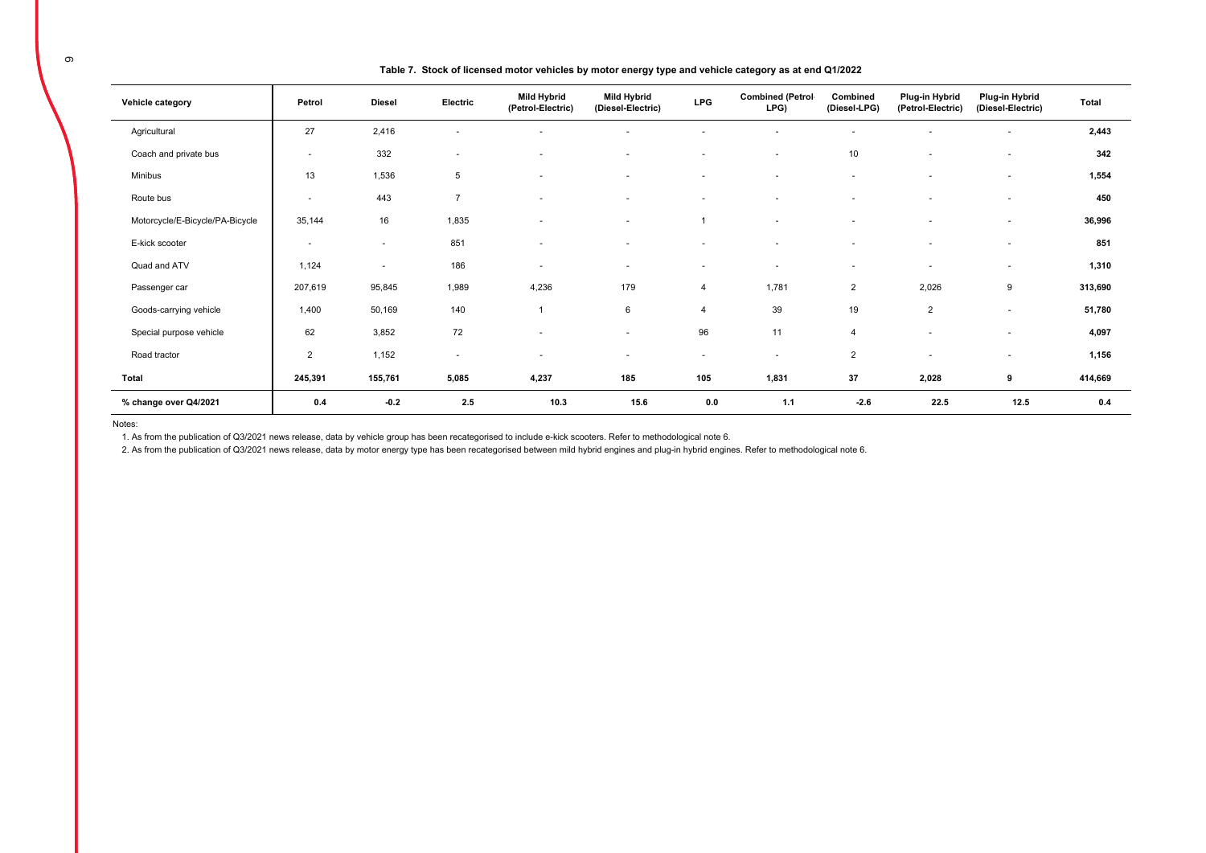**Table 7. Stock of licensed motor vehicles by motor energy type and vehicle category as at end Q1/2022**

| Vehicle category | Petrol | Diesel | Electric | Mild Hybrid (Petrol-Electric) | Mild Hybrid (Diesel-Electric) | LPG | Combined (Petrol-LPG) | Combined (Diesel-LPG) | Plug-in Hybrid (Petrol-Electric) | Plug-in Hybrid (Diesel-Electric) | Total |
|---|---|---|---|---|---|---|---|---|---|---|---|
| Agricultural | 27 | 2,416 | - | - | - | - | - | - | - | - | **2,443** |
| Coach and private bus | - | 332 | - | - | - | - | - | 10 | - | - | **342** |
| Minibus | 13 | 1,536 | 5 | - | - | - | - | - | - | - | **1,554** |
| Route bus | - | 443 | 7 | - | - | - | - | - | - | - | **450** |
| Motorcycle/E-Bicycle/PA-Bicycle | 35,144 | 16 | 1,835 | - | - | 1 | - | - | - | - | **36,996** |
| E-kick scooter | - | - | 851 | - | - | - | - | - | - | - | **851** |
| Quad and ATV | 1,124 | - | 186 | - | - | - | - | - | - | - | **1,310** |
| Passenger car | 207,619 | 95,845 | 1,989 | 4,236 | 179 | 4 | 1,781 | 2 | 2,026 | 9 | **313,690** |
| Goods-carrying vehicle | 1,400 | 50,169 | 140 | 1 | 6 | 4 | 39 | 19 | 2 | - | **51,780** |
| Special purpose vehicle | 62 | 3,852 | 72 | - | - | 96 | 11 | 4 | - | - | **4,097** |
| Road tractor | 2 | 1,152 | - | - | - | - | - | 2 | - | - | **1,156** |
| **Total** | **245,391** | **155,761** | **5,085** | **4,237** | **185** | **105** | **1,831** | **37** | **2,028** | **9** | **414,669** |
| **% change over Q4/2021** | **0.4** | **-0.2** | **2.5** | **10.3** | **15.6** | **0.0** | **1.1** | **-2.6** | **22.5** | **12.5** | **0.4** |

Notes:

1. As from the publication of Q3/2021 news release, data by vehicle group has been recategorised to include e-kick scooters. Refer to methodological note 6.
2. As from the publication of Q3/2021 news release, data by motor energy type has been recategorised between mild hybrid engines and plug-in hybrid engines. Refer to methodological note 6.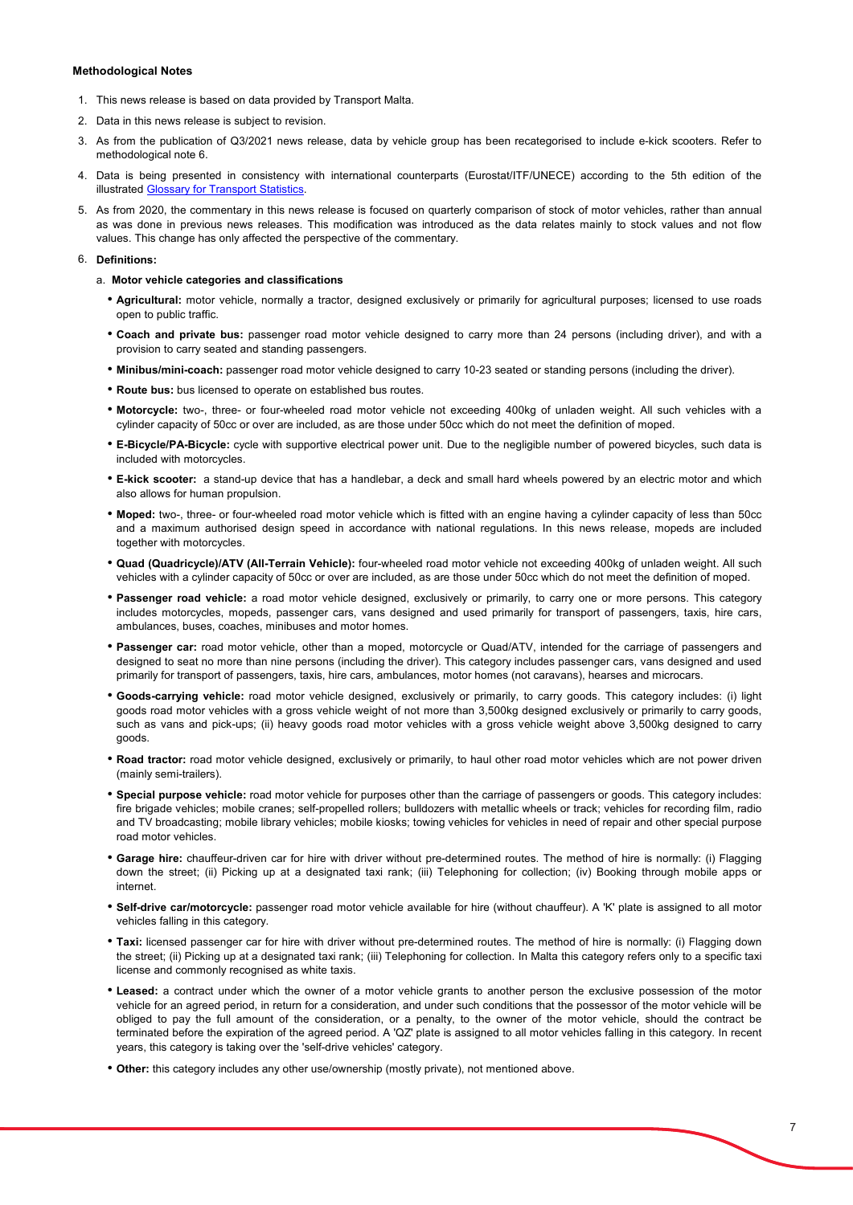**Methodological Notes**

1. This news release is based on data provided by Transport Malta.
2. Data in this news release is subject to revision.
3. As from the publication of Q3/2021 news release, data by vehicle group has been recategorised to include e-kick scooters. Refer to methodological note 6.
4. Data is being presented in consistency with international counterparts (Eurostat/ITF/UNECE) according to the 5th edition of the illustrated [Glossary for Transport Statistics](#).
5. As from 2020, the commentary in this news release is focused on quarterly comparison of stock of motor vehicles, rather than annual as was done in previous news releases. This modification was introduced as the data relates mainly to stock values and not flow values. This change has only affected the perspective of the commentary.
6. **Definitions:**

   a. **Motor vehicle categories and classifications**

   - **Agricultural:** motor vehicle, normally a tractor, designed exclusively or primarily for agricultural purposes; licensed to use roads open to public traffic.
   - **Coach and private bus:** passenger road motor vehicle designed to carry more than 24 persons (including driver), and with a provision to carry seated and standing passengers.
   - **Minibus/mini-coach:** passenger road motor vehicle designed to carry 10-23 seated or standing persons (including the driver).
   - **Route bus:** bus licensed to operate on established bus routes.
   - **Motorcycle:** two-, three- or four-wheeled road motor vehicle not exceeding 400kg of unladen weight. All such vehicles with a cylinder capacity of 50cc or over are included, as are those under 50cc which do not meet the definition of moped.
   - **E-Bicycle/PA-Bicycle:** cycle with supportive electrical power unit. Due to the negligible number of powered bicycles, such data is included with motorcycles.
   - **E-kick scooter:** a stand-up device that has a handlebar, a deck and small hard wheels powered by an electric motor and which also allows for human propulsion.
   - **Moped:** two-, three- or four-wheeled road motor vehicle which is fitted with an engine having a cylinder capacity of less than 50cc and a maximum authorised design speed in accordance with national regulations. In this news release, mopeds are included together with motorcycles.
   - **Quad (Quadricycle)/ATV (All-Terrain Vehicle):** four-wheeled road motor vehicle not exceeding 400kg of unladen weight. All such vehicles with a cylinder capacity of 50cc or over are included, as are those under 50cc which do not meet the definition of moped.
   - **Passenger road vehicle:** a road motor vehicle designed, exclusively or primarily, to carry one or more persons. This category includes motorcycles, mopeds, passenger cars, vans designed and used primarily for transport of passengers, taxis, hire cars, ambulances, buses, coaches, minibuses and motor homes.
   - **Passenger car:** road motor vehicle, other than a moped, motorcycle or Quad/ATV, intended for the carriage of passengers and designed to seat no more than nine persons (including the driver). This category includes passenger cars, vans designed and used primarily for transport of passengers, taxis, hire cars, ambulances, motor homes (not caravans), hearses and microcars.
   - **Goods-carrying vehicle:** road motor vehicle designed, exclusively or primarily, to carry goods. This category includes: (i) light goods road motor vehicles with a gross vehicle weight of not more than 3,500kg designed exclusively or primarily to carry goods, such as vans and pick-ups; (ii) heavy goods road motor vehicles with a gross vehicle weight above 3,500kg designed to carry goods.
   - **Road tractor:** road motor vehicle designed, exclusively or primarily, to haul other road motor vehicles which are not power driven (mainly semi-trailers).
   - **Special purpose vehicle:** road motor vehicle for purposes other than the carriage of passengers or goods. This category includes: fire brigade vehicles; mobile cranes; self-propelled rollers; bulldozers with metallic wheels or track; vehicles for recording film, radio and TV broadcasting; mobile library vehicles; mobile kiosks; towing vehicles for vehicles in need of repair and other special purpose road motor vehicles.
   - **Garage hire:** chauffeur-driven car for hire with driver without pre-determined routes. The method of hire is normally: (i) Flagging down the street; (ii) Picking up at a designated taxi rank; (iii) Telephoning for collection; (iv) Booking through mobile apps or internet.
   - **Self-drive car/motorcycle:** passenger road motor vehicle available for hire (without chauffeur). A 'K' plate is assigned to all motor vehicles falling in this category.
   - **Taxi:** licensed passenger car for hire with driver without pre-determined routes. The method of hire is normally: (i) Flagging down the street; (ii) Picking up at a designated taxi rank; (iii) Telephoning for collection. In Malta this category refers only to a specific taxi license and commonly recognised as white taxis.
   - **Leased:** a contract under which the owner of a motor vehicle grants to another person the exclusive possession of the motor vehicle for an agreed period, in return for a consideration, and under such conditions that the possessor of the motor vehicle will be obliged to pay the full amount of the consideration, or a penalty, to the owner of the motor vehicle, should the contract be terminated before the expiration of the agreed period. A 'QZ' plate is assigned to all motor vehicles falling in this category. In recent years, this category is taking over the 'self-drive vehicles' category.
   - **Other:** this category includes any other use/ownership (mostly private), not mentioned above.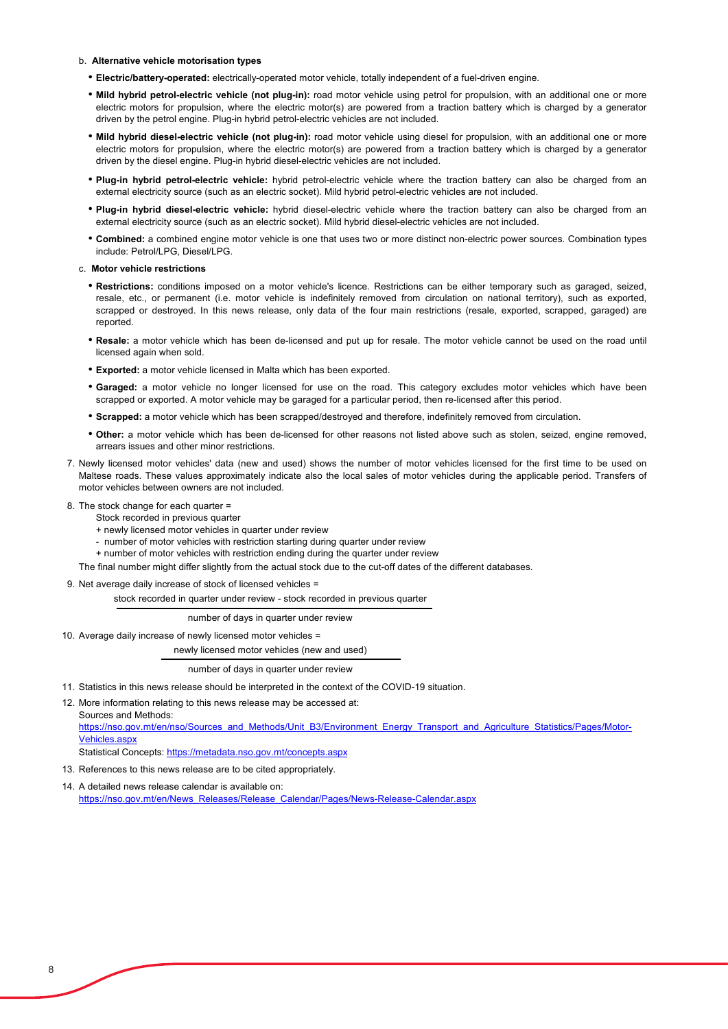b. **Alternative vehicle motorisation types**

- **Electric/battery-operated:** electrically-operated motor vehicle, totally independent of a fuel-driven engine.
- **Mild hybrid petrol-electric vehicle (not plug-in):** road motor vehicle using petrol for propulsion, with an additional one or more electric motors for propulsion, where the electric motor(s) are powered from a traction battery which is charged by a generator driven by the petrol engine. Plug-in hybrid petrol-electric vehicles are not included.
- **Mild hybrid diesel-electric vehicle (not plug-in):** road motor vehicle using diesel for propulsion, with an additional one or more electric motors for propulsion, where the electric motor(s) are powered from a traction battery which is charged by a generator driven by the diesel engine. Plug-in hybrid diesel-electric vehicles are not included.
- **Plug-in hybrid petrol-electric vehicle:** hybrid petrol-electric vehicle where the traction battery can also be charged from an external electricity source (such as an electric socket). Mild hybrid petrol-electric vehicles are not included.
- **Plug-in hybrid diesel-electric vehicle:** hybrid diesel-electric vehicle where the traction battery can also be charged from an external electricity source (such as an electric socket). Mild hybrid diesel-electric vehicles are not included.
- **Combined:** a combined engine motor vehicle is one that uses two or more distinct non-electric power sources. Combination types include: Petrol/LPG, Diesel/LPG.

c. **Motor vehicle restrictions**

- **Restrictions:** conditions imposed on a motor vehicle's licence. Restrictions can be either temporary such as garaged, seized, resale, etc., or permanent (i.e. motor vehicle is indefinitely removed from circulation on national territory), such as exported, scrapped or destroyed. In this news release, only data of the four main restrictions (resale, exported, scrapped, garaged) are reported.
- **Resale:** a motor vehicle which has been de-licensed and put up for resale. The motor vehicle cannot be used on the road until licensed again when sold.
- **Exported:** a motor vehicle licensed in Malta which has been exported.
- **Garaged:** a motor vehicle no longer licensed for use on the road. This category excludes motor vehicles which have been scrapped or exported. A motor vehicle may be garaged for a particular period, then re-licensed after this period.
- **Scrapped:** a motor vehicle which has been scrapped/destroyed and therefore, indefinitely removed from circulation.
- **Other:** a motor vehicle which has been de-licensed for other reasons not listed above such as stolen, seized, engine removed, arrears issues and other minor restrictions.

7. Newly licensed motor vehicles' data (new and used) shows the number of motor vehicles licensed for the first time to be used on Maltese roads. These values approximately indicate also the local sales of motor vehicles during the applicable period. Transfers of motor vehicles between owners are not included.

8. The stock change for each quarter =
   Stock recorded in previous quarter
   \+ newly licensed motor vehicles in quarter under review
   \- number of motor vehicles with restriction starting during quarter under review
   \+ number of motor vehicles with restriction ending during the quarter under review

   The final number might differ slightly from the actual stock due to the cut-off dates of the different databases.

9. Net average daily increase of stock of licensed vehicles =

$$\frac{\text{stock recorded in quarter under review - stock recorded in previous quarter}}{\text{number of days in quarter under review}}$$

10. Average daily increase of newly licensed motor vehicles =

$$\frac{\text{newly licensed motor vehicles (new and used)}}{\text{number of days in quarter under review}}$$

11. Statistics in this news release should be interpreted in the context of the COVID-19 situation.

12. More information relating to this news release may be accessed at:
    Sources and Methods:
    https://nso.gov.mt/en/nso/Sources_and_Methods/Unit_B3/Environment_Energy_Transport_and_Agriculture_Statistics/Pages/Motor-Vehicles.aspx
    Statistical Concepts: https://metadata.nso.gov.mt/concepts.aspx

13. References to this news release are to be cited appropriately.

14. A detailed news release calendar is available on:
    https://nso.gov.mt/en/News_Releases/Release_Calendar/Pages/News-Release-Calendar.aspx